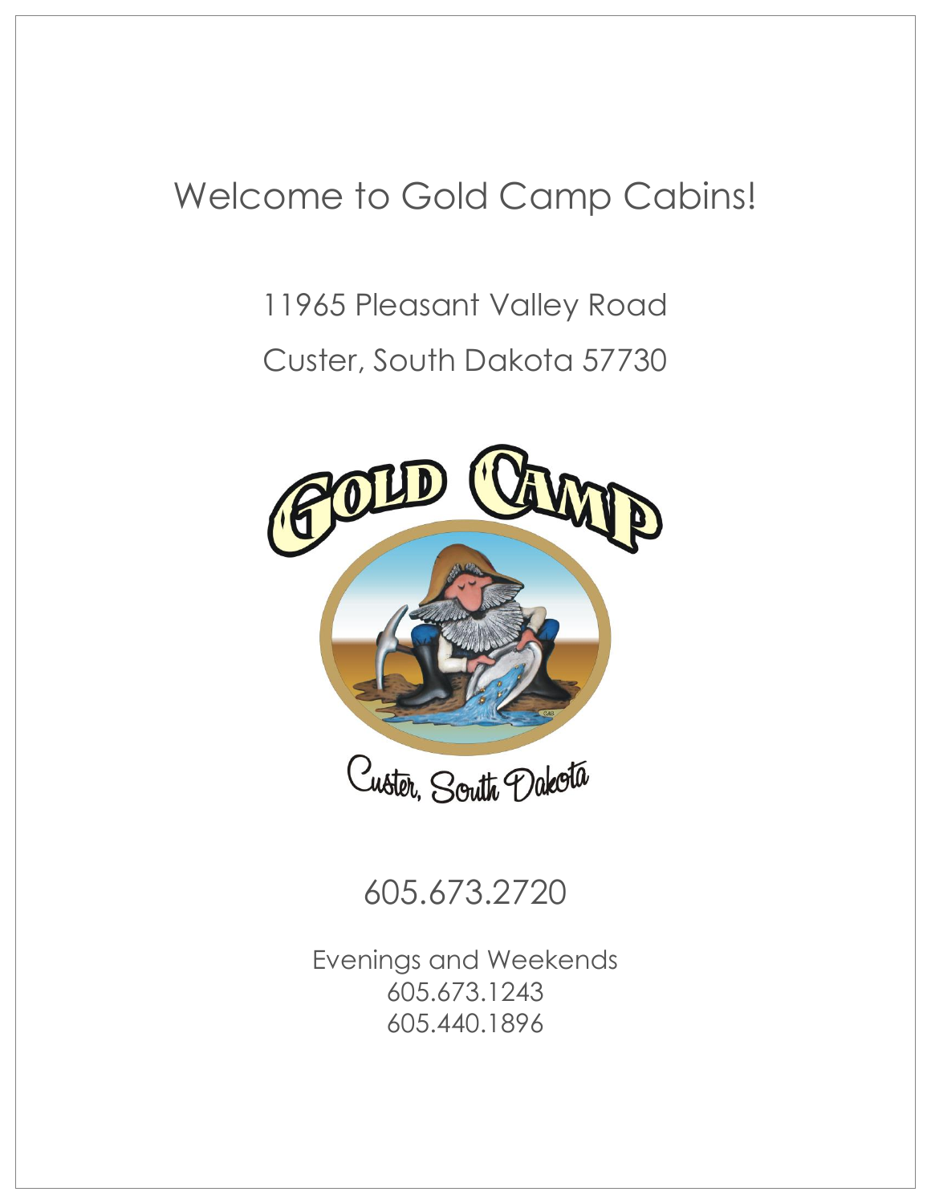# Welcome to Gold Camp Cabins!

11965 Pleasant Valley Road

Custer, South Dakota 57730

605.673.2720

Evenings and Weekends
605.673.1243
605.440.1896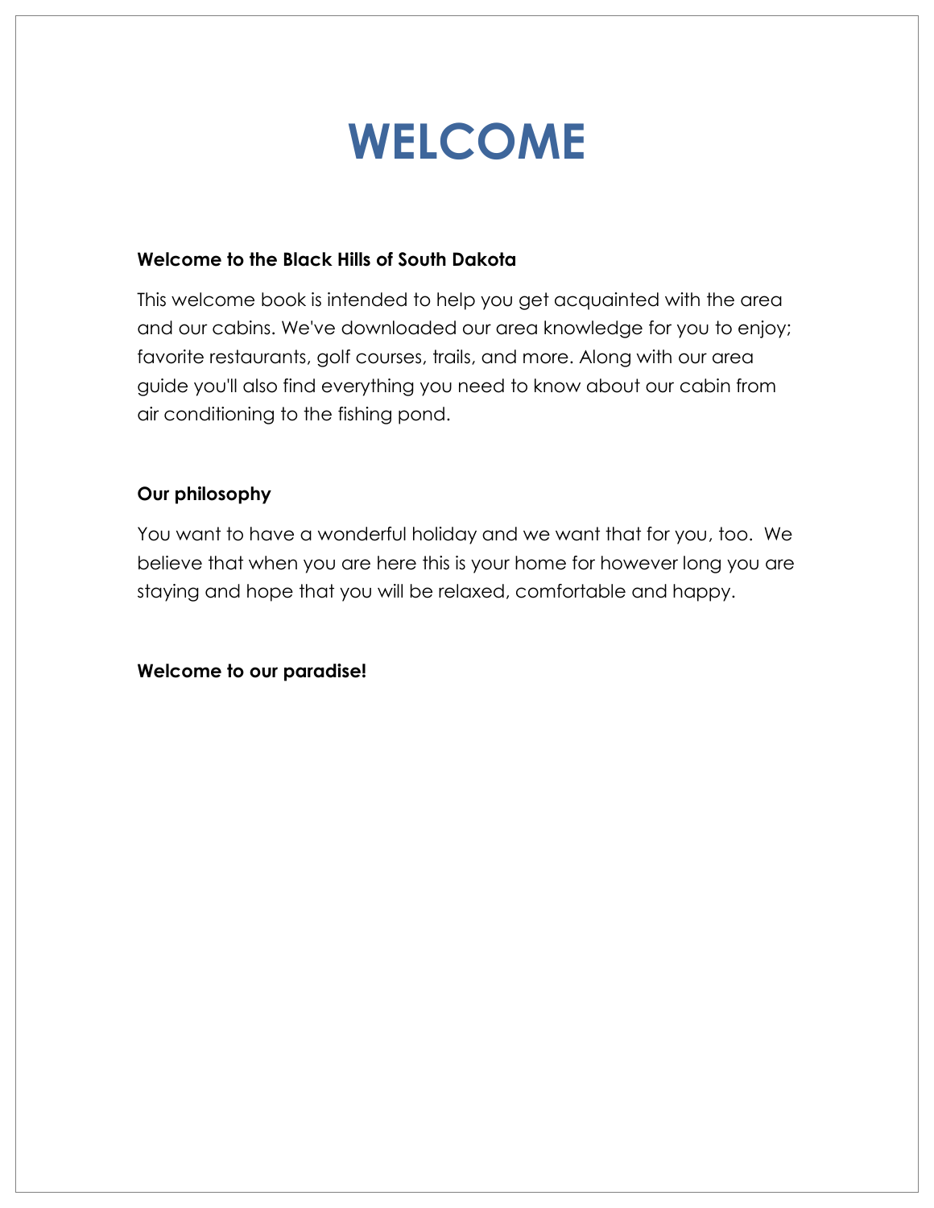# WELCOME

**Welcome to the Black Hills of South Dakota**

This welcome book is intended to help you get acquainted with the area and our cabins. We've downloaded our area knowledge for you to enjoy; favorite restaurants, golf courses, trails, and more. Along with our area guide you'll also find everything you need to know about our cabin from air conditioning to the fishing pond.

**Our philosophy**

You want to have a wonderful holiday and we want that for you, too. We believe that when you are here this is your home for however long you are staying and hope that you will be relaxed, comfortable and happy.

**Welcome to our paradise!**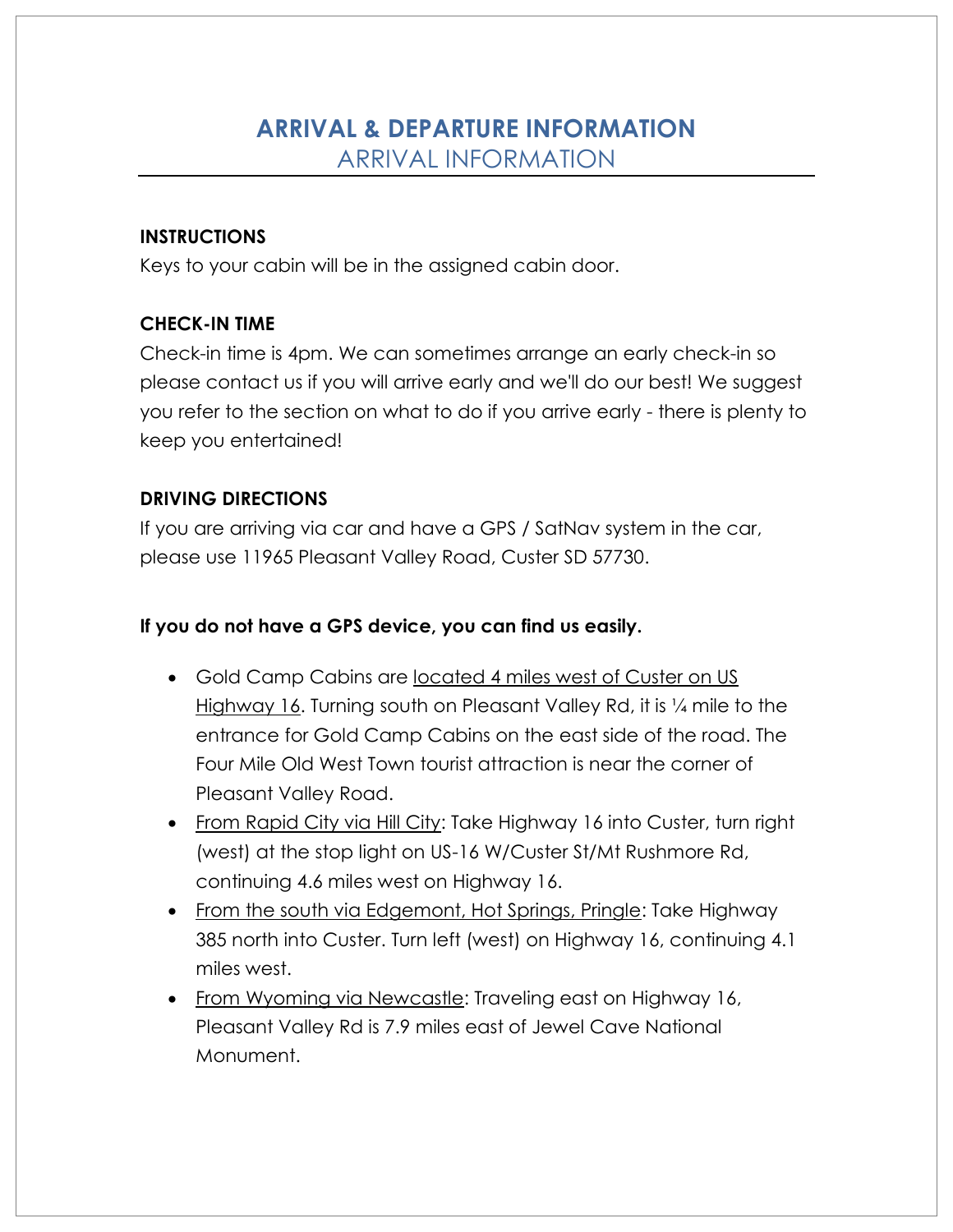# ARRIVAL & DEPARTURE INFORMATION

## ARRIVAL INFORMATION

**INSTRUCTIONS**

Keys to your cabin will be in the assigned cabin door.

**CHECK-IN TIME**

Check-in time is 4pm. We can sometimes arrange an early check-in so please contact us if you will arrive early and we'll do our best! We suggest you refer to the section on what to do if you arrive early - there is plenty to keep you entertained!

**DRIVING DIRECTIONS**

If you are arriving via car and have a GPS / SatNav system in the car, please use 11965 Pleasant Valley Road, Custer SD 57730.

**If you do not have a GPS device, you can find us easily.**

- Gold Camp Cabins are located 4 miles west of Custer on US Highway 16. Turning south on Pleasant Valley Rd, it is ¼ mile to the entrance for Gold Camp Cabins on the east side of the road. The Four Mile Old West Town tourist attraction is near the corner of Pleasant Valley Road.
- From Rapid City via Hill City: Take Highway 16 into Custer, turn right (west) at the stop light on US-16 W/Custer St/Mt Rushmore Rd, continuing 4.6 miles west on Highway 16.
- From the south via Edgemont, Hot Springs, Pringle: Take Highway 385 north into Custer. Turn left (west) on Highway 16, continuing 4.1 miles west.
- From Wyoming via Newcastle: Traveling east on Highway 16, Pleasant Valley Rd is 7.9 miles east of Jewel Cave National Monument.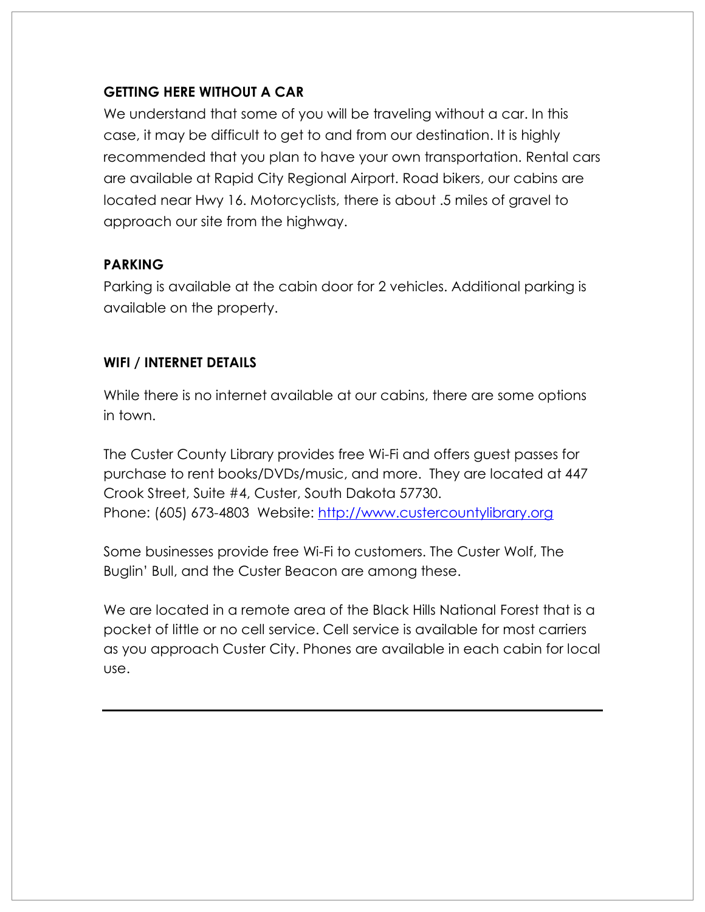## GETTING HERE WITHOUT A CAR

We understand that some of you will be traveling without a car. In this case, it may be difficult to get to and from our destination. It is highly recommended that you plan to have your own transportation. Rental cars are available at Rapid City Regional Airport. Road bikers, our cabins are located near Hwy 16. Motorcyclists, there is about .5 miles of gravel to approach our site from the highway.

## PARKING

Parking is available at the cabin door for 2 vehicles. Additional parking is available on the property.

## WIFI / INTERNET DETAILS

While there is no internet available at our cabins, there are some options in town.

The Custer County Library provides free Wi-Fi and offers guest passes for purchase to rent books/DVDs/music, and more. They are located at 447 Crook Street, Suite #4, Custer, South Dakota 57730.
Phone: (605) 673-4803 Website: [http://www.custercountylibrary.org](http://www.custercountylibrary.org)

Some businesses provide free Wi-Fi to customers. The Custer Wolf, The Buglin' Bull, and the Custer Beacon are among these.

We are located in a remote area of the Black Hills National Forest that is a pocket of little or no cell service. Cell service is available for most carriers as you approach Custer City. Phones are available in each cabin for local use.

---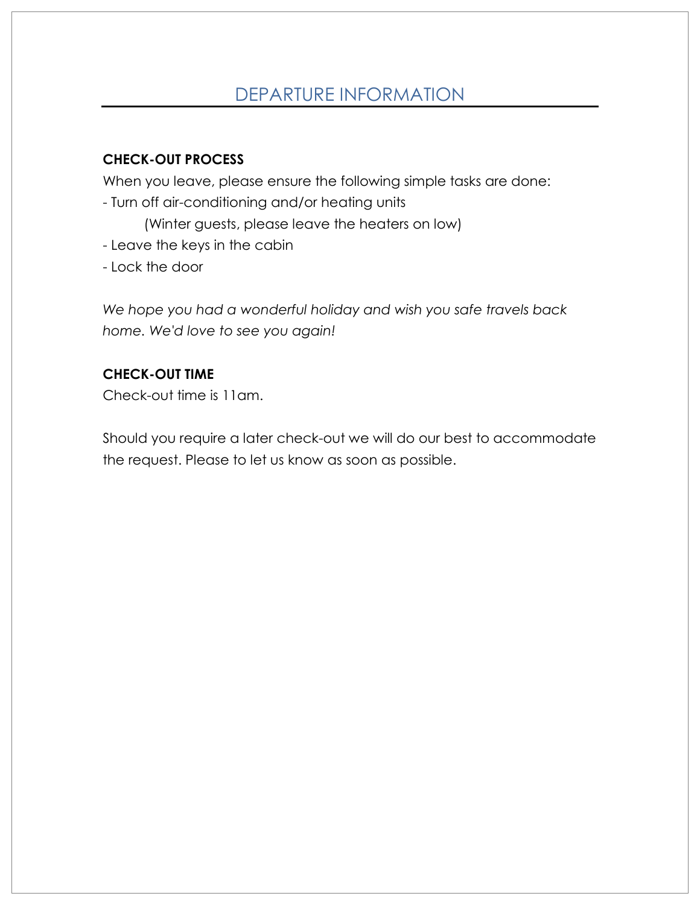# DEPARTURE INFORMATION

**CHECK-OUT PROCESS**

When you leave, please ensure the following simple tasks are done:

- Turn off air-conditioning and/or heating units
    (Winter guests, please leave the heaters on low)
- Leave the keys in the cabin
- Lock the door

*We hope you had a wonderful holiday and wish you safe travels back home. We'd love to see you again!*

**CHECK-OUT TIME**

Check-out time is 11am.

Should you require a later check-out we will do our best to accommodate the request. Please to let us know as soon as possible.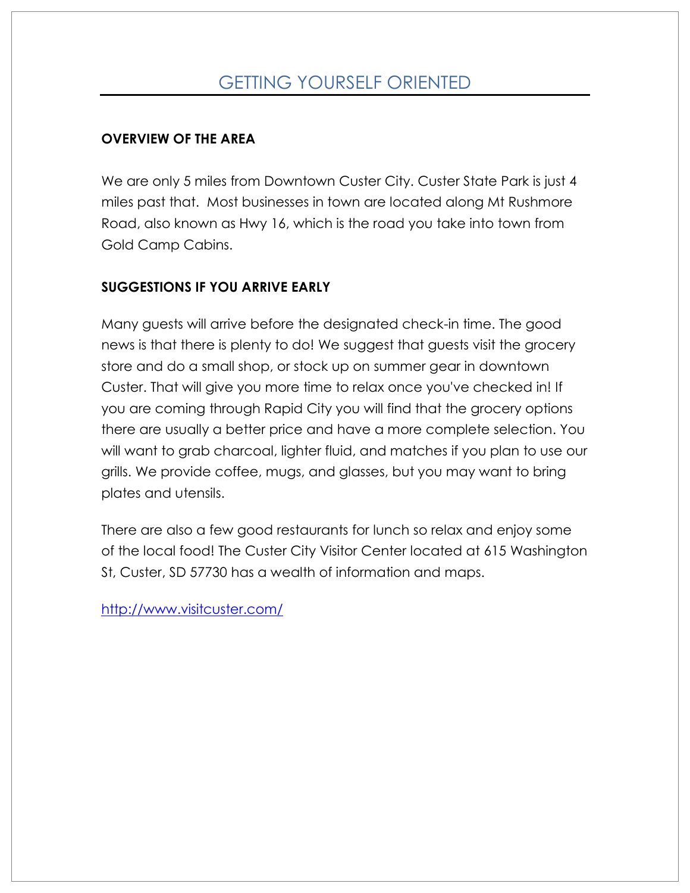# GETTING YOURSELF ORIENTED

**OVERVIEW OF THE AREA**

We are only 5 miles from Downtown Custer City. Custer State Park is just 4 miles past that. Most businesses in town are located along Mt Rushmore Road, also known as Hwy 16, which is the road you take into town from Gold Camp Cabins.

**SUGGESTIONS IF YOU ARRIVE EARLY**

Many guests will arrive before the designated check-in time. The good news is that there is plenty to do! We suggest that guests visit the grocery store and do a small shop, or stock up on summer gear in downtown Custer. That will give you more time to relax once you've checked in! If you are coming through Rapid City you will find that the grocery options there are usually a better price and have a more complete selection. You will want to grab charcoal, lighter fluid, and matches if you plan to use our grills. We provide coffee, mugs, and glasses, but you may want to bring plates and utensils.

There are also a few good restaurants for lunch so relax and enjoy some of the local food! The Custer City Visitor Center located at 615 Washington St, Custer, SD 57730 has a wealth of information and maps.

[http://www.visitcuster.com/](http://www.visitcuster.com/)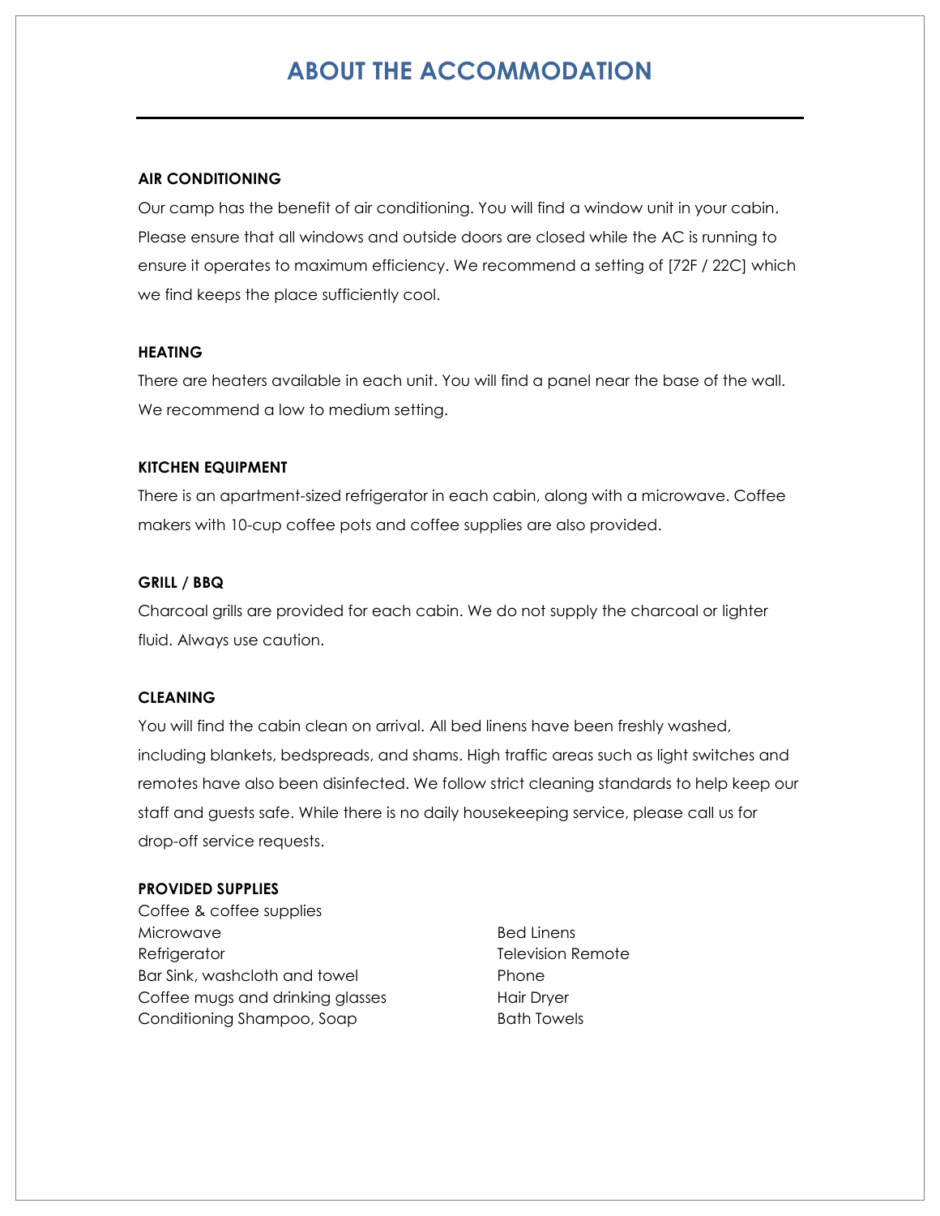# ABOUT THE ACCOMMODATION

**AIR CONDITIONING**

Our camp has the benefit of air conditioning. You will find a window unit in your cabin. Please ensure that all windows and outside doors are closed while the AC is running to ensure it operates to maximum efficiency. We recommend a setting of [72F / 22C] which we find keeps the place sufficiently cool.

**HEATING**

There are heaters available in each unit. You will find a panel near the base of the wall. We recommend a low to medium setting.

**KITCHEN EQUIPMENT**

There is an apartment-sized refrigerator in each cabin, along with a microwave. Coffee makers with 10-cup coffee pots and coffee supplies are also provided.

**GRILL / BBQ**

Charcoal grills are provided for each cabin. We do not supply the charcoal or lighter fluid. Always use caution.

**CLEANING**

You will find the cabin clean on arrival. All bed linens have been freshly washed, including blankets, bedspreads, and shams. High traffic areas such as light switches and remotes have also been disinfected. We follow strict cleaning standards to help keep our staff and guests safe. While there is no daily housekeeping service, please call us for drop-off service requests.

**PROVIDED SUPPLIES**

Coffee & coffee supplies
Microwave
Refrigerator
Bar Sink, washcloth and towel
Coffee mugs and drinking glasses
Conditioning Shampoo, Soap
Bed Linens
Television Remote
Phone
Hair Dryer
Bath Towels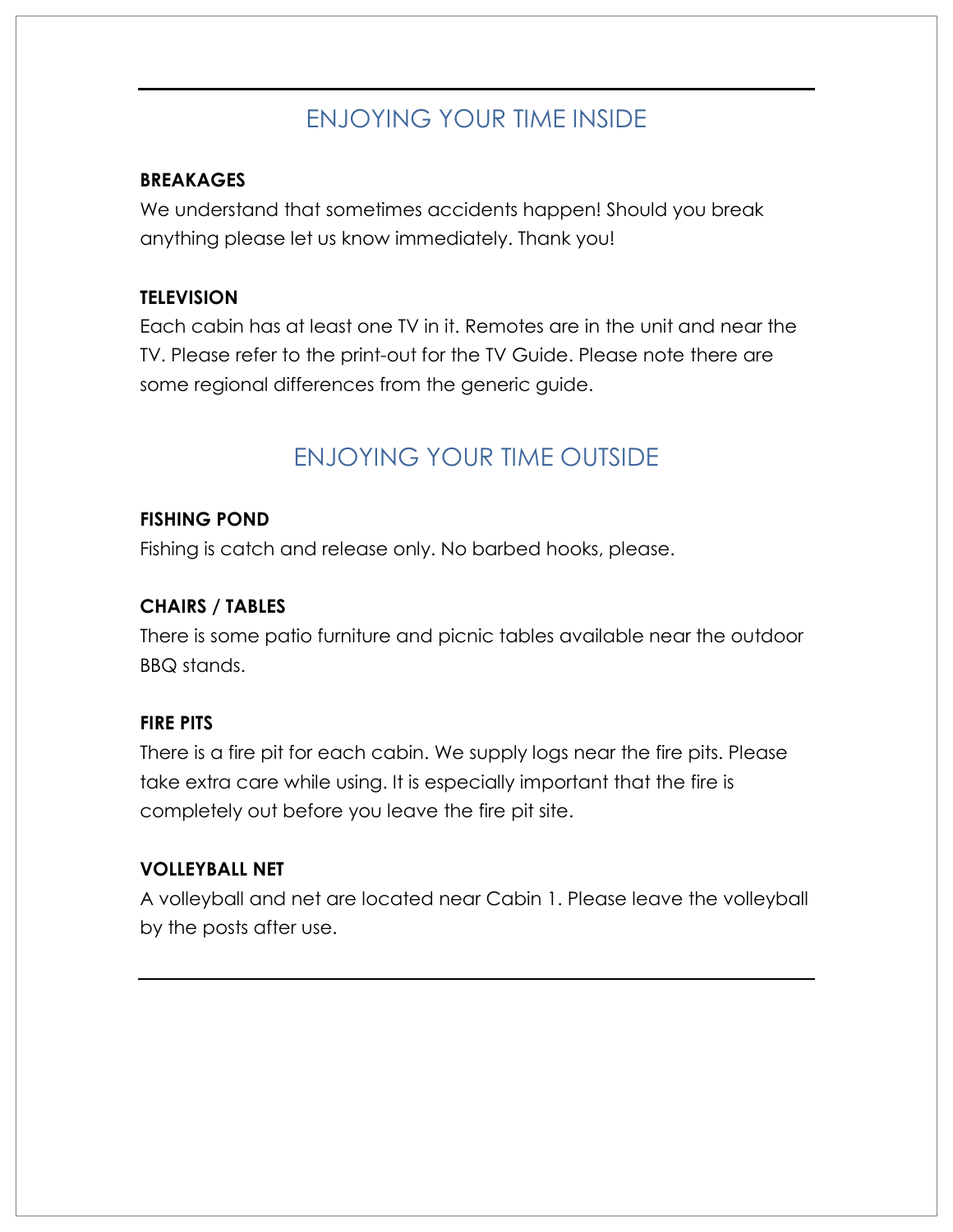## ENJOYING YOUR TIME INSIDE

### BREAKAGES

We understand that sometimes accidents happen! Should you break anything please let us know immediately. Thank you!

### TELEVISION

Each cabin has at least one TV in it. Remotes are in the unit and near the TV. Please refer to the print-out for the TV Guide. Please note there are some regional differences from the generic guide.

## ENJOYING YOUR TIME OUTSIDE

### FISHING POND

Fishing is catch and release only. No barbed hooks, please.

### CHAIRS / TABLES

There is some patio furniture and picnic tables available near the outdoor BBQ stands.

### FIRE PITS

There is a fire pit for each cabin. We supply logs near the fire pits. Please take extra care while using. It is especially important that the fire is completely out before you leave the fire pit site.

### VOLLEYBALL NET

A volleyball and net are located near Cabin 1. Please leave the volleyball by the posts after use.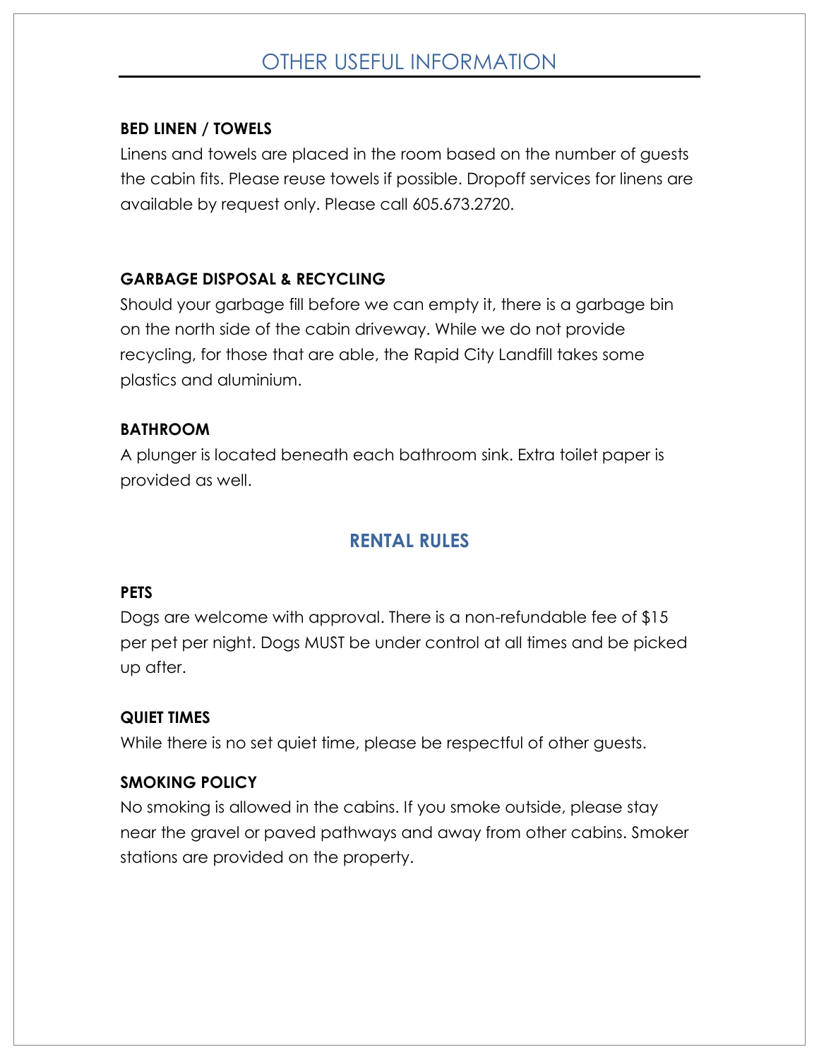## OTHER USEFUL INFORMATION

**BED LINEN / TOWELS**

Linens and towels are placed in the room based on the number of guests the cabin fits. Please reuse towels if possible. Dropoff services for linens are available by request only. Please call 605.673.2720.

**GARBAGE DISPOSAL & RECYCLING**

Should your garbage fill before we can empty it, there is a garbage bin on the north side of the cabin driveway. While we do not provide recycling, for those that are able, the Rapid City Landfill takes some plastics and aluminium.

**BATHROOM**

A plunger is located beneath each bathroom sink. Extra toilet paper is provided as well.

## RENTAL RULES

**PETS**

Dogs are welcome with approval. There is a non-refundable fee of $15 per pet per night. Dogs MUST be under control at all times and be picked up after.

**QUIET TIMES**

While there is no set quiet time, please be respectful of other guests.

**SMOKING POLICY**

No smoking is allowed in the cabins. If you smoke outside, please stay near the gravel or paved pathways and away from other cabins. Smoker stations are provided on the property.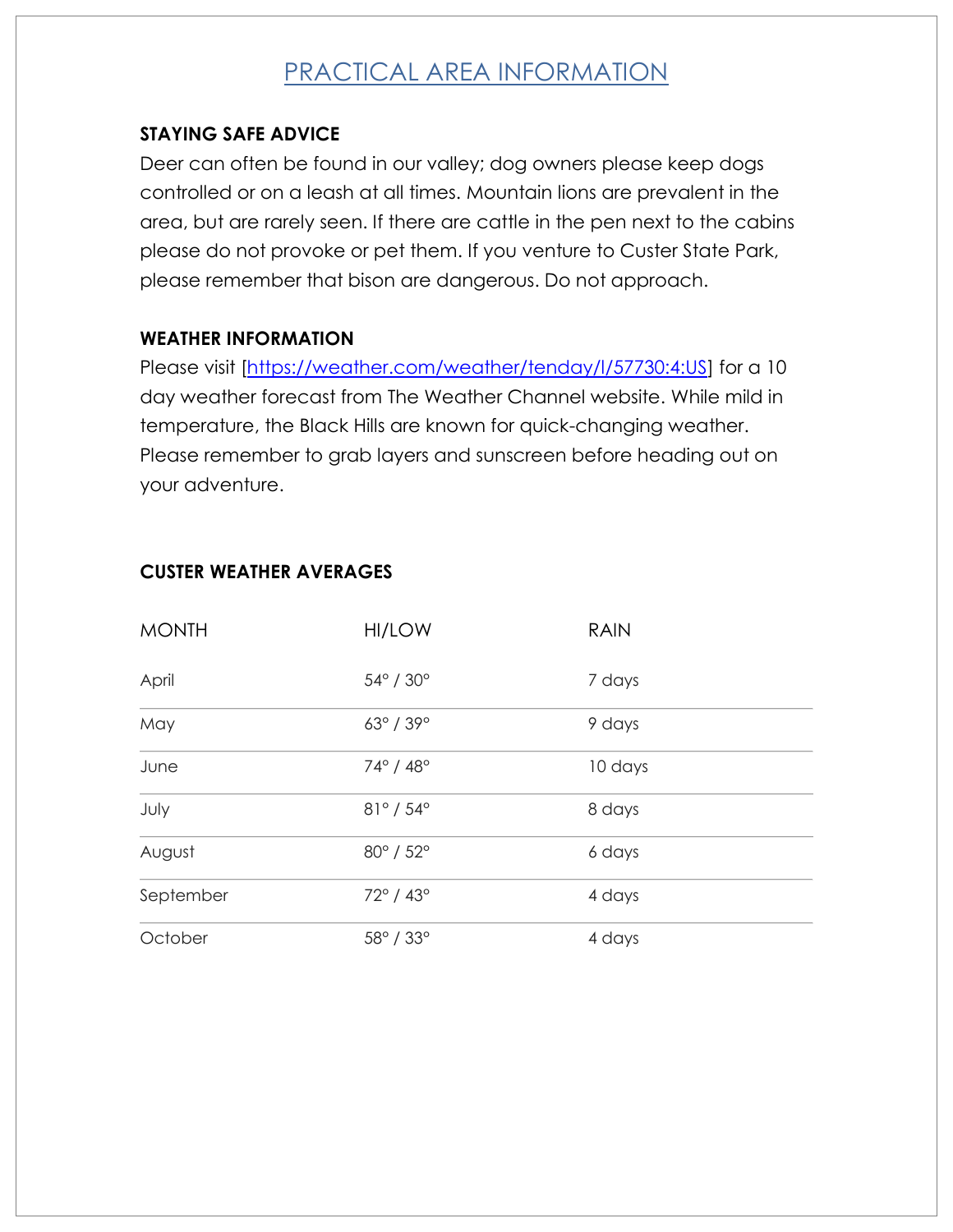# PRACTICAL AREA INFORMATION

**STAYING SAFE ADVICE**

Deer can often be found in our valley; dog owners please keep dogs controlled or on a leash at all times. Mountain lions are prevalent in the area, but are rarely seen. If there are cattle in the pen next to the cabins please do not provoke or pet them. If you venture to Custer State Park, please remember that bison are dangerous. Do not approach.

**WEATHER INFORMATION**

Please visit [https://weather.com/weather/tenday/l/57730:4:US] for a 10 day weather forecast from The Weather Channel website. While mild in temperature, the Black Hills are known for quick-changing weather. Please remember to grab layers and sunscreen before heading out on your adventure.

**CUSTER WEATHER AVERAGES**

| MONTH | HI/LOW | RAIN |
|---|---|---|
| April | 54° / 30° | 7 days |
| May | 63° / 39° | 9 days |
| June | 74° / 48° | 10 days |
| July | 81° / 54° | 8 days |
| August | 80° / 52° | 6 days |
| September | 72° / 43° | 4 days |
| October | 58° / 33° | 4 days |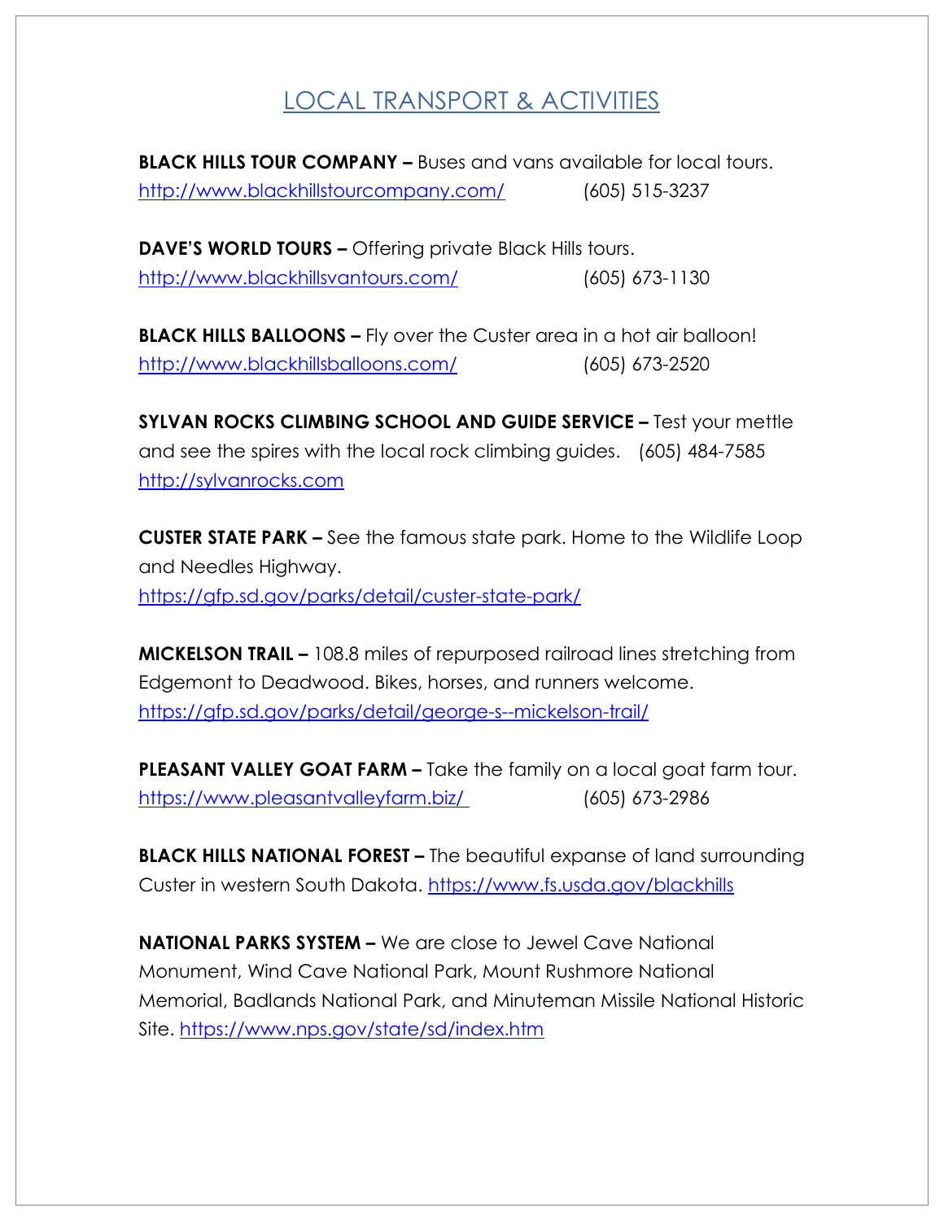# LOCAL TRANSPORT & ACTIVITIES

**BLACK HILLS TOUR COMPANY –** Buses and vans available for local tours.
http://www.blackhillstourcompany.com/ (605) 515-3237

**DAVE'S WORLD TOURS –** Offering private Black Hills tours.
http://www.blackhillsvantours.com/ (605) 673-1130

**BLACK HILLS BALLOONS –** Fly over the Custer area in a hot air balloon!
http://www.blackhillsballoons.com/ (605) 673-2520

**SYLVAN ROCKS CLIMBING SCHOOL AND GUIDE SERVICE –** Test your mettle and see the spires with the local rock climbing guides. (605) 484-7585
http://sylvanrocks.com

**CUSTER STATE PARK –** See the famous state park. Home to the Wildlife Loop and Needles Highway.
https://gfp.sd.gov/parks/detail/custer-state-park/

**MICKELSON TRAIL –** 108.8 miles of repurposed railroad lines stretching from Edgemont to Deadwood. Bikes, horses, and runners welcome.
https://gfp.sd.gov/parks/detail/george-s--mickelson-trail/

**PLEASANT VALLEY GOAT FARM –** Take the family on a local goat farm tour.
https://www.pleasantvalleyfarm.biz/ (605) 673-2986

**BLACK HILLS NATIONAL FOREST –** The beautiful expanse of land surrounding Custer in western South Dakota. https://www.fs.usda.gov/blackhills

**NATIONAL PARKS SYSTEM –** We are close to Jewel Cave National Monument, Wind Cave National Park, Mount Rushmore National Memorial, Badlands National Park, and Minuteman Missile National Historic Site. https://www.nps.gov/state/sd/index.htm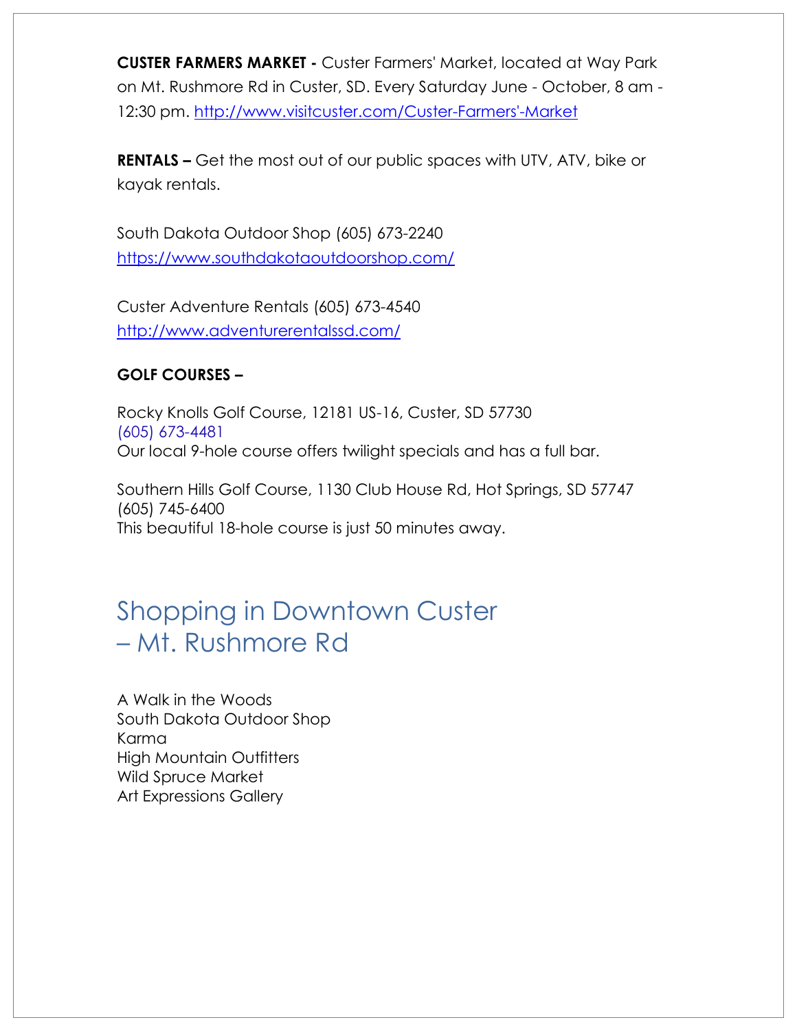**CUSTER FARMERS MARKET -** Custer Farmers' Market, located at Way Park on Mt. Rushmore Rd in Custer, SD. Every Saturday June - October, 8 am - 12:30 pm. http://www.visitcuster.com/Custer-Farmers'-Market

**RENTALS –** Get the most out of our public spaces with UTV, ATV, bike or kayak rentals.

South Dakota Outdoor Shop (605) 673-2240
https://www.southdakotaoutdoorshop.com/

Custer Adventure Rentals (605) 673-4540
http://www.adventurerentalssd.com/

**GOLF COURSES –**

Rocky Knolls Golf Course, 12181 US-16, Custer, SD 57730
(605) 673-4481
Our local 9-hole course offers twilight specials and has a full bar.

Southern Hills Golf Course, 1130 Club House Rd, Hot Springs, SD 57747
(605) 745-6400
This beautiful 18-hole course is just 50 minutes away.

# Shopping in Downtown Custer – Mt. Rushmore Rd

A Walk in the Woods
South Dakota Outdoor Shop
Karma
High Mountain Outfitters
Wild Spruce Market
Art Expressions Gallery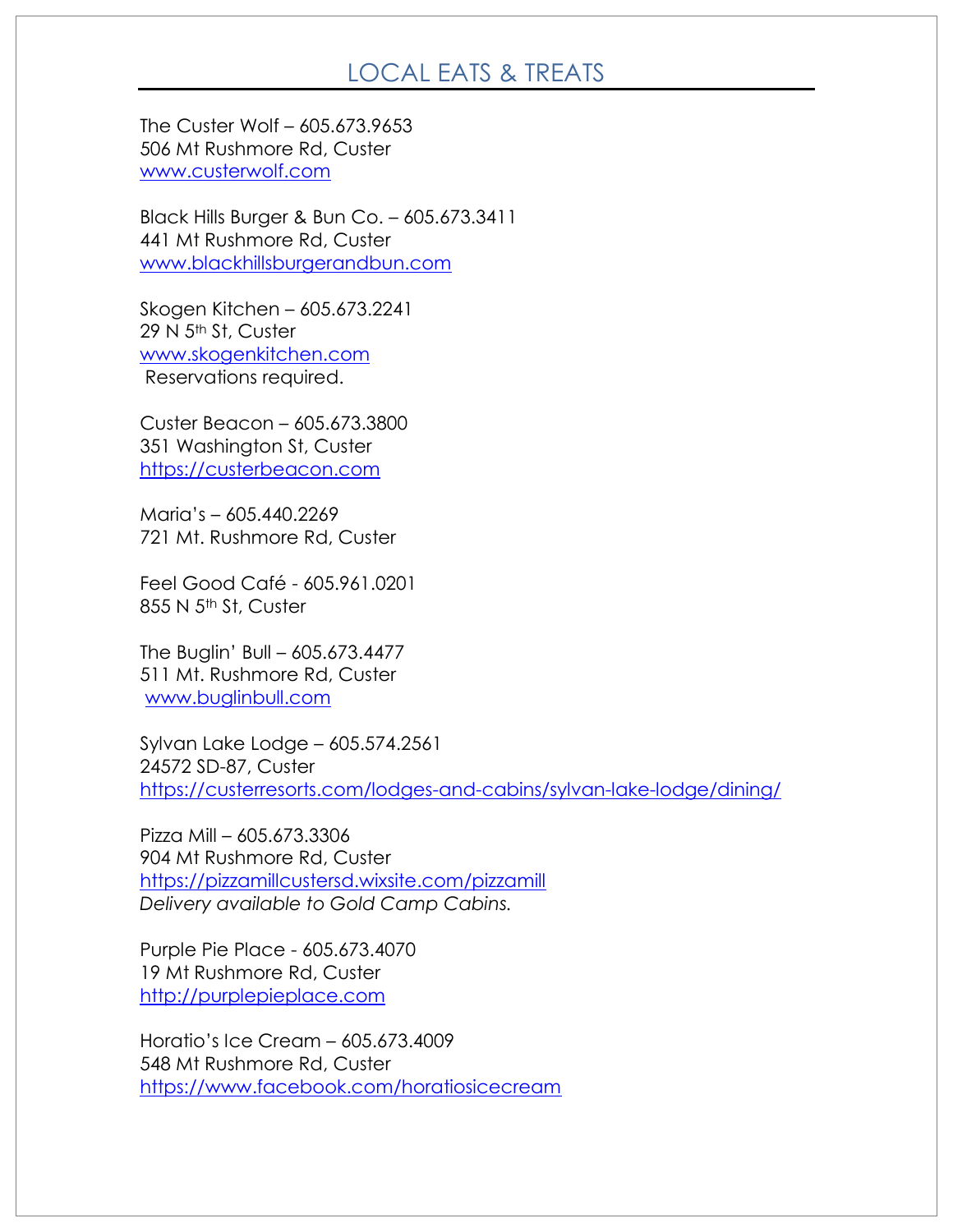# LOCAL EATS & TREATS

The Custer Wolf – 605.673.9653
506 Mt Rushmore Rd, Custer
www.custerwolf.com

Black Hills Burger & Bun Co. – 605.673.3411
441 Mt Rushmore Rd, Custer
www.blackhillsburgerandbun.com

Skogen Kitchen – 605.673.2241
29 N 5th St, Custer
www.skogenkitchen.com
Reservations required.

Custer Beacon – 605.673.3800
351 Washington St, Custer
https://custerbeacon.com

Maria's – 605.440.2269
721 Mt. Rushmore Rd, Custer

Feel Good Café - 605.961.0201
855 N 5th St, Custer

The Buglin' Bull – 605.673.4477
511 Mt. Rushmore Rd, Custer
www.buglinbull.com

Sylvan Lake Lodge – 605.574.2561
24572 SD-87, Custer
https://custerresorts.com/lodges-and-cabins/sylvan-lake-lodge/dining/

Pizza Mill – 605.673.3306
904 Mt Rushmore Rd, Custer
https://pizzamillcustersd.wixsite.com/pizzamill
*Delivery available to Gold Camp Cabins.*

Purple Pie Place - 605.673.4070
19 Mt Rushmore Rd, Custer
http://purplepieplace.com

Horatio's Ice Cream – 605.673.4009
548 Mt Rushmore Rd, Custer
https://www.facebook.com/horatiosicecream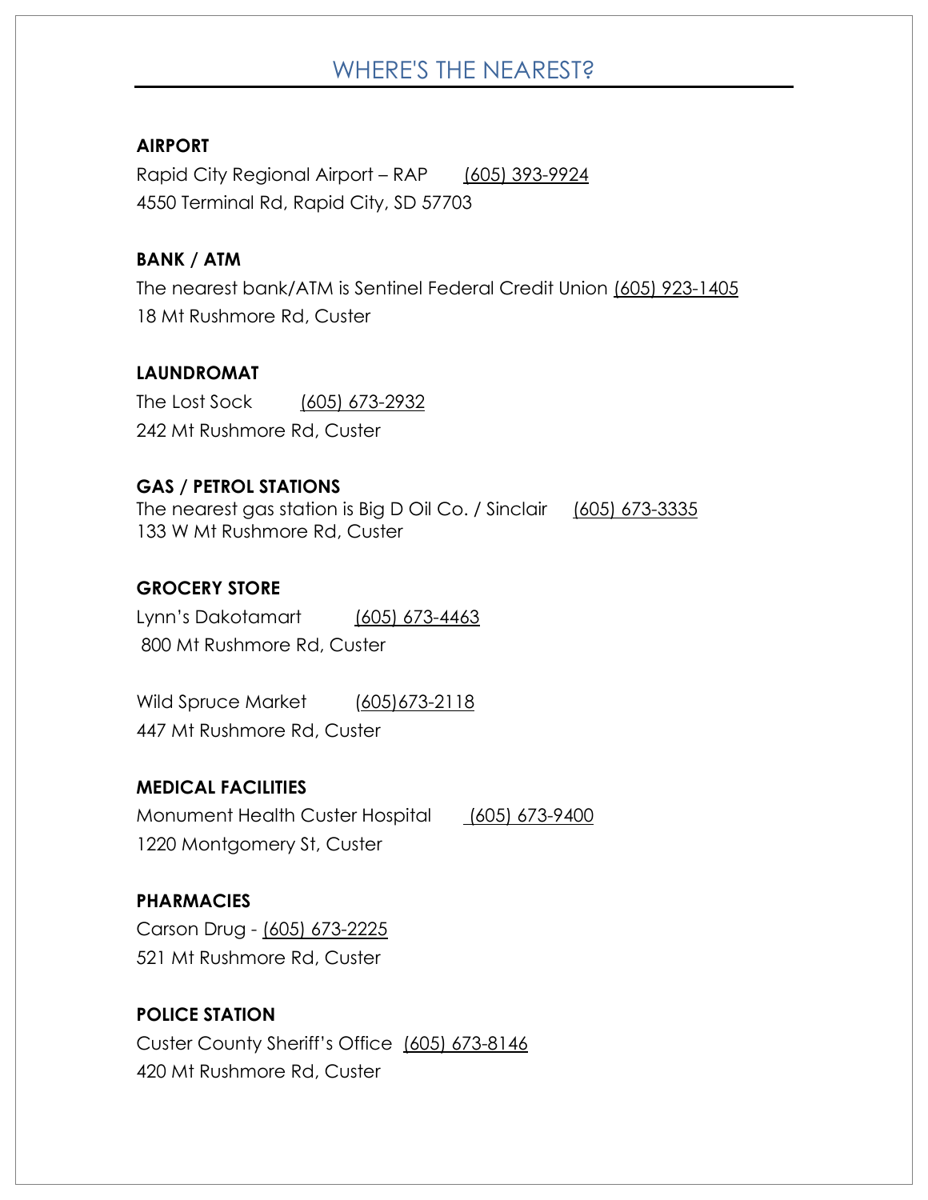# WHERE'S THE NEAREST?

**AIRPORT**

Rapid City Regional Airport – RAP (605) 393-9924
4550 Terminal Rd, Rapid City, SD 57703

**BANK / ATM**

The nearest bank/ATM is Sentinel Federal Credit Union (605) 923-1405
18 Mt Rushmore Rd, Custer

**LAUNDROMAT**

The Lost Sock (605) 673-2932
242 Mt Rushmore Rd, Custer

**GAS / PETROL STATIONS**

The nearest gas station is Big D Oil Co. / Sinclair (605) 673-3335
133 W Mt Rushmore Rd, Custer

**GROCERY STORE**

Lynn's Dakotamart (605) 673-4463
800 Mt Rushmore Rd, Custer

Wild Spruce Market (605)673-2118
447 Mt Rushmore Rd, Custer

**MEDICAL FACILITIES**

Monument Health Custer Hospital (605) 673-9400
1220 Montgomery St, Custer

**PHARMACIES**

Carson Drug - (605) 673-2225
521 Mt Rushmore Rd, Custer

**POLICE STATION**

Custer County Sheriff's Office (605) 673-8146
420 Mt Rushmore Rd, Custer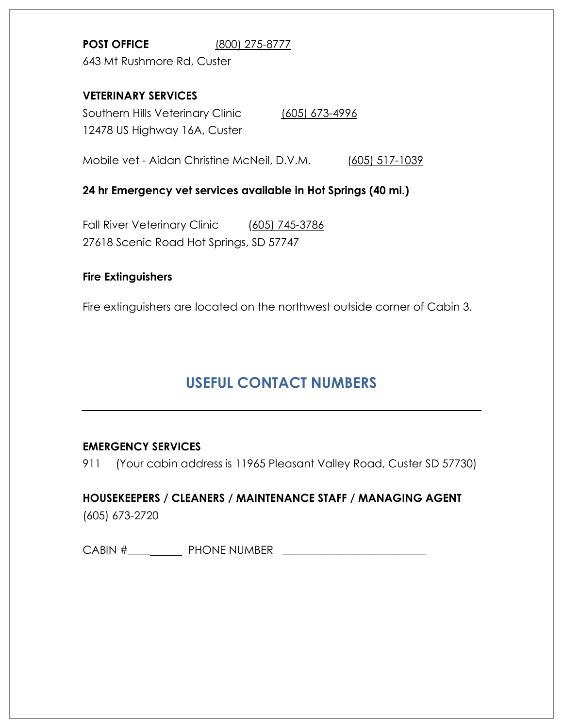**POST OFFICE** (800) 275-8777
643 Mt Rushmore Rd, Custer

**VETERINARY SERVICES**
Southern Hills Veterinary Clinic (605) 673-4996
12478 US Highway 16A, Custer

Mobile vet - Aidan Christine McNeil, D.V.M. (605) 517-1039

**24 hr Emergency vet services available in Hot Springs (40 mi.)**

Fall River Veterinary Clinic (605) 745-3786
27618 Scenic Road Hot Springs, SD 57747

**Fire Extinguishers**

Fire extinguishers are located on the northwest outside corner of Cabin 3.

## USEFUL CONTACT NUMBERS

---

**EMERGENCY SERVICES**
911 (Your cabin address is 11965 Pleasant Valley Road, Custer SD 57730)

**HOUSEKEEPERS / CLEANERS / MAINTENANCE STAFF / MANAGING AGENT**
(605) 673-2720

CABIN #__________ PHONE NUMBER ________________________